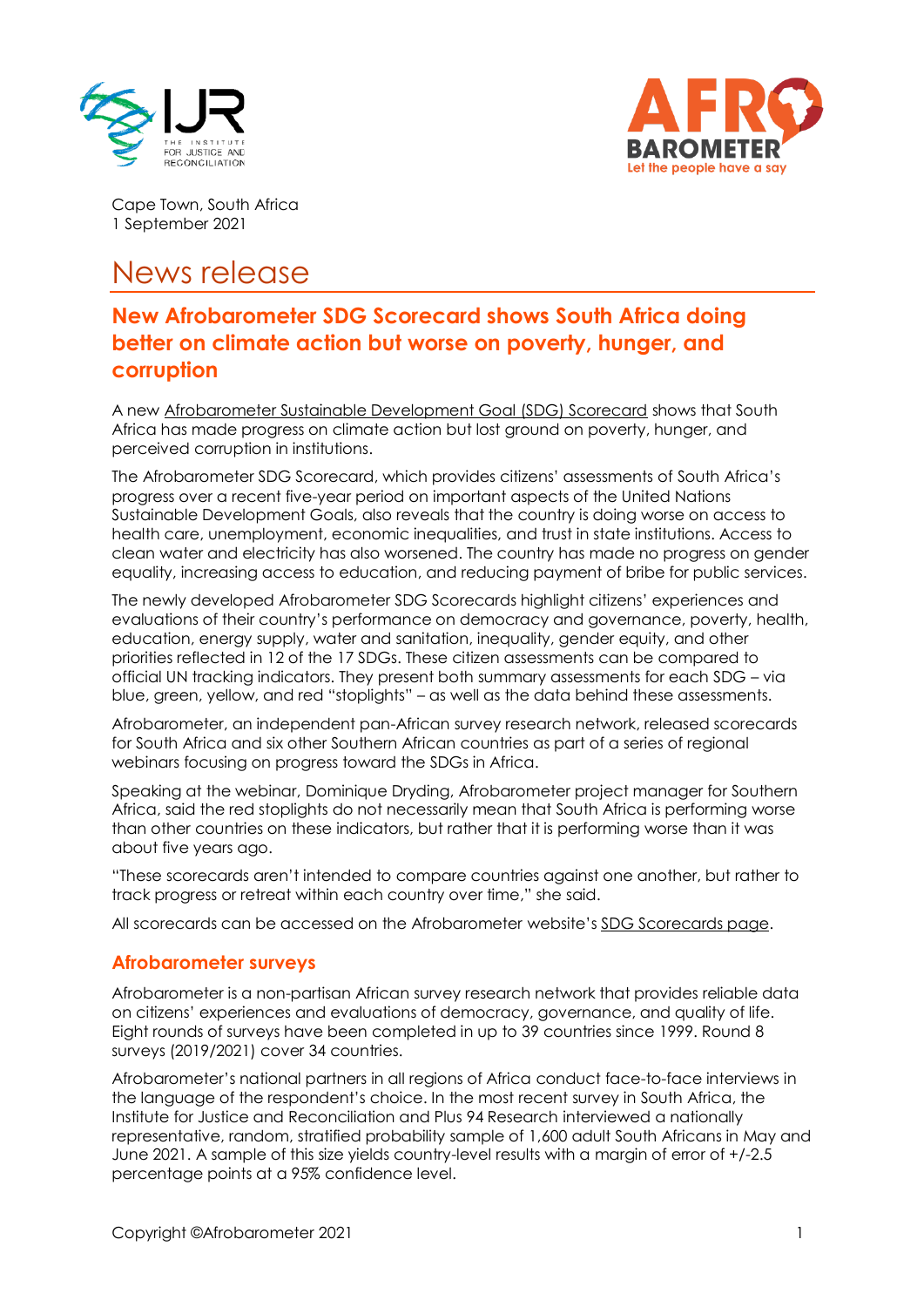Cape Town, South Africa
1 September 2021

# News release

## New Afrobarometer SDG Scorecard shows South Africa doing better on climate action but worse on poverty, hunger, and corruption

A new Afrobarometer Sustainable Development Goal (SDG) Scorecard shows that South Africa has made progress on climate action but lost ground on poverty, hunger, and perceived corruption in institutions.

The Afrobarometer SDG Scorecard, which provides citizens' assessments of South Africa's progress over a recent five-year period on important aspects of the United Nations Sustainable Development Goals, also reveals that the country is doing worse on access to health care, unemployment, economic inequalities, and trust in state institutions. Access to clean water and electricity has also worsened. The country has made no progress on gender equality, increasing access to education, and reducing payment of bribe for public services.

The newly developed Afrobarometer SDG Scorecards highlight citizens' experiences and evaluations of their country's performance on democracy and governance, poverty, health, education, energy supply, water and sanitation, inequality, gender equity, and other priorities reflected in 12 of the 17 SDGs. These citizen assessments can be compared to official UN tracking indicators. They present both summary assessments for each SDG – via blue, green, yellow, and red "stoplights" – as well as the data behind these assessments.

Afrobarometer, an independent pan-African survey research network, released scorecards for South Africa and six other Southern African countries as part of a series of regional webinars focusing on progress toward the SDGs in Africa.

Speaking at the webinar, Dominique Dryding, Afrobarometer project manager for Southern Africa, said the red stoplights do not necessarily mean that South Africa is performing worse than other countries on these indicators, but rather that it is performing worse than it was about five years ago.

"These scorecards aren't intended to compare countries against one another, but rather to track progress or retreat within each country over time," she said.

All scorecards can be accessed on the Afrobarometer website's SDG Scorecards page.

## Afrobarometer surveys

Afrobarometer is a non-partisan African survey research network that provides reliable data on citizens' experiences and evaluations of democracy, governance, and quality of life. Eight rounds of surveys have been completed in up to 39 countries since 1999. Round 8 surveys (2019/2021) cover 34 countries.

Afrobarometer's national partners in all regions of Africa conduct face-to-face interviews in the language of the respondent's choice. In the most recent survey in South Africa, the Institute for Justice and Reconciliation and Plus 94 Research interviewed a nationally representative, random, stratified probability sample of 1,600 adult South Africans in May and June 2021. A sample of this size yields country-level results with a margin of error of +/-2.5 percentage points at a 95% confidence level.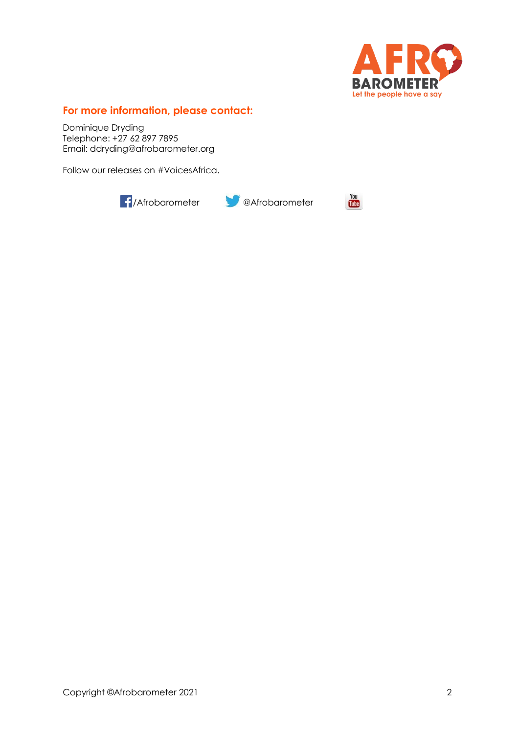## For more information, please contact:

Dominique Dryding
Telephone: +27 62 897 7895
Email: ddryding@afrobarometer.org

Follow our releases on #VoicesAfrica.

/Afrobarometer @Afrobarometer

Copyright ©Afrobarometer 2021